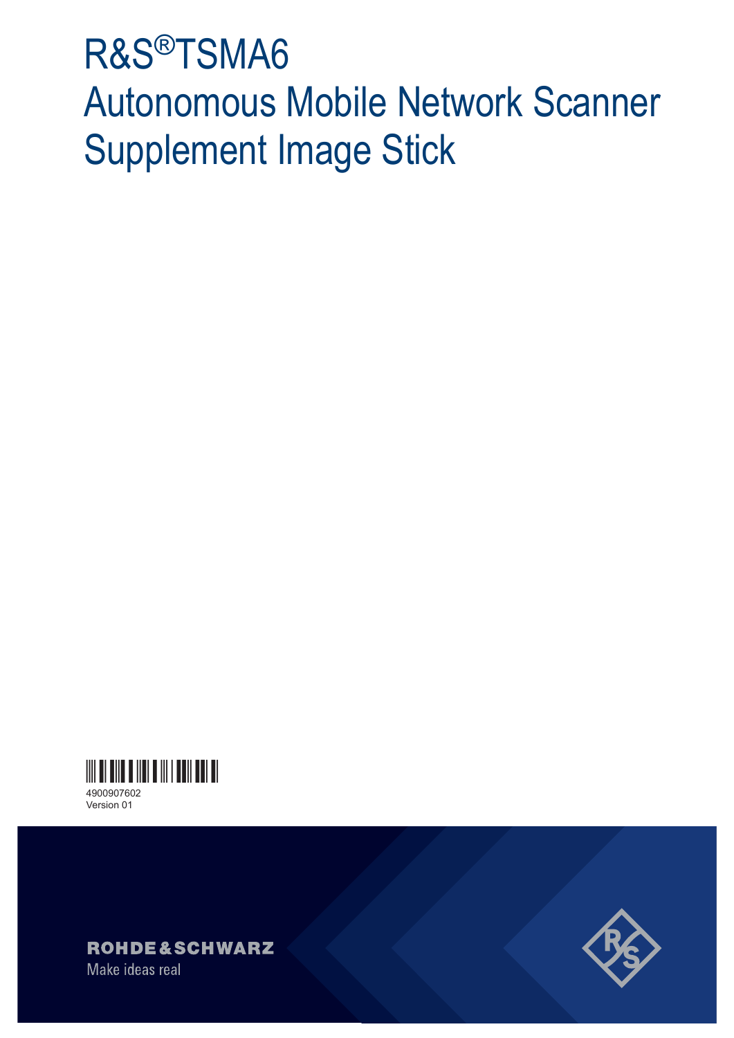# R&S®TSMA6 Autonomous Mobile Network Scanner Supplement Image Stick

4900907602
Version 01

ROHDE&SCHWARZ
Make ideas real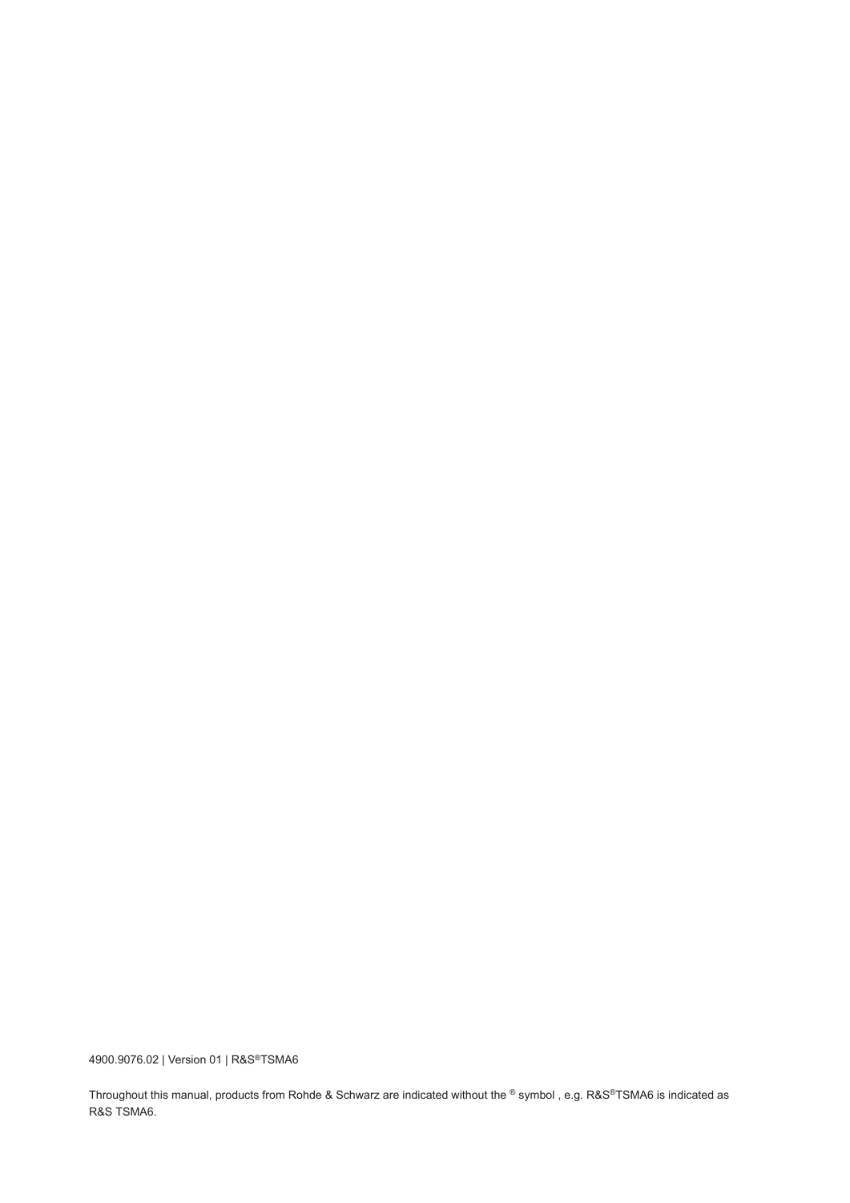4900.9076.02 | Version 01 | R&S®TSMA6

Throughout this manual, products from Rohde & Schwarz are indicated without the ® symbol , e.g. R&S®TSMA6 is indicated as R&S TSMA6.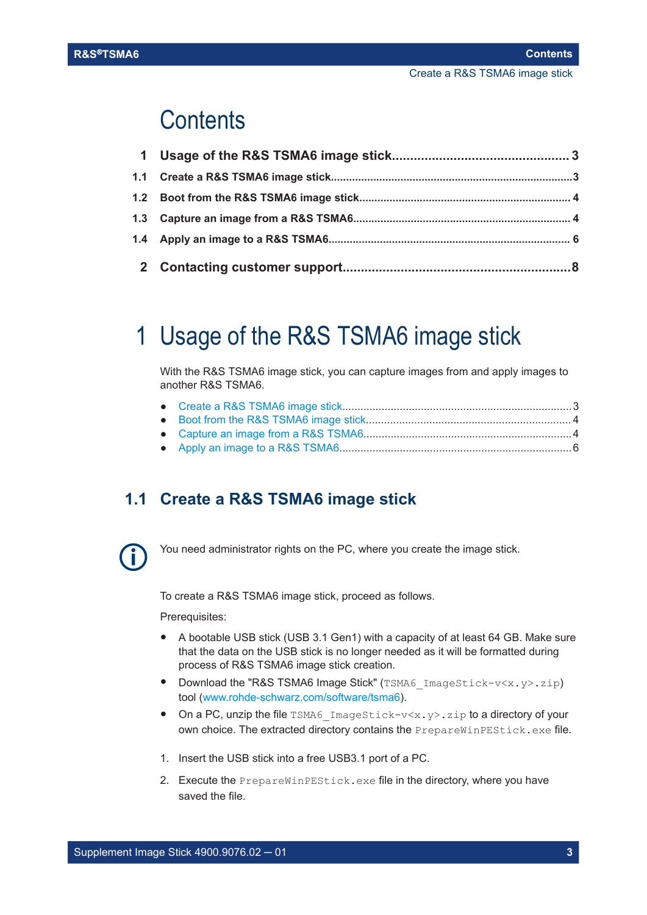# Contents

| | | |
|---|---|---|
| **1** | **Usage of the R&S TSMA6 image stick** | **3** |
| **1.1** | **Create a R&S TSMA6 image stick** | **3** |
| **1.2** | **Boot from the R&S TSMA6 image stick** | **4** |
| **1.3** | **Capture an image from a R&S TSMA6** | **4** |
| **1.4** | **Apply an image to a R&S TSMA6** | **6** |
| **2** | **Contacting customer support** | **8** |

# 1 Usage of the R&S TSMA6 image stick

With the R&S TSMA6 image stick, you can capture images from and apply images to another R&S TSMA6.

- Create a R&S TSMA6 image stick ... 3
- Boot from the R&S TSMA6 image stick ... 4
- Capture an image from a R&S TSMA6 ... 4
- Apply an image to a R&S TSMA6 ... 6

## 1.1 Create a R&S TSMA6 image stick

You need administrator rights on the PC, where you create the image stick.

To create a R&S TSMA6 image stick, proceed as follows.

Prerequisites:

- A bootable USB stick (USB 3.1 Gen1) with a capacity of at least 64 GB. Make sure that the data on the USB stick is no longer needed as it will be formatted during process of R&S TSMA6 image stick creation.
- Download the "R&S TSMA6 Image Stick" (`TSMA6_ImageStick-v<x.y>.zip`) tool (www.rohde-schwarz.com/software/tsma6).
- On a PC, unzip the file `TSMA6_ImageStick-v<x.y>.zip` to a directory of your own choice. The extracted directory contains the `PrepareWinPEStick.exe` file.

1. Insert the USB stick into a free USB3.1 port of a PC.
2. Execute the `PrepareWinPEStick.exe` file in the directory, where you have saved the file.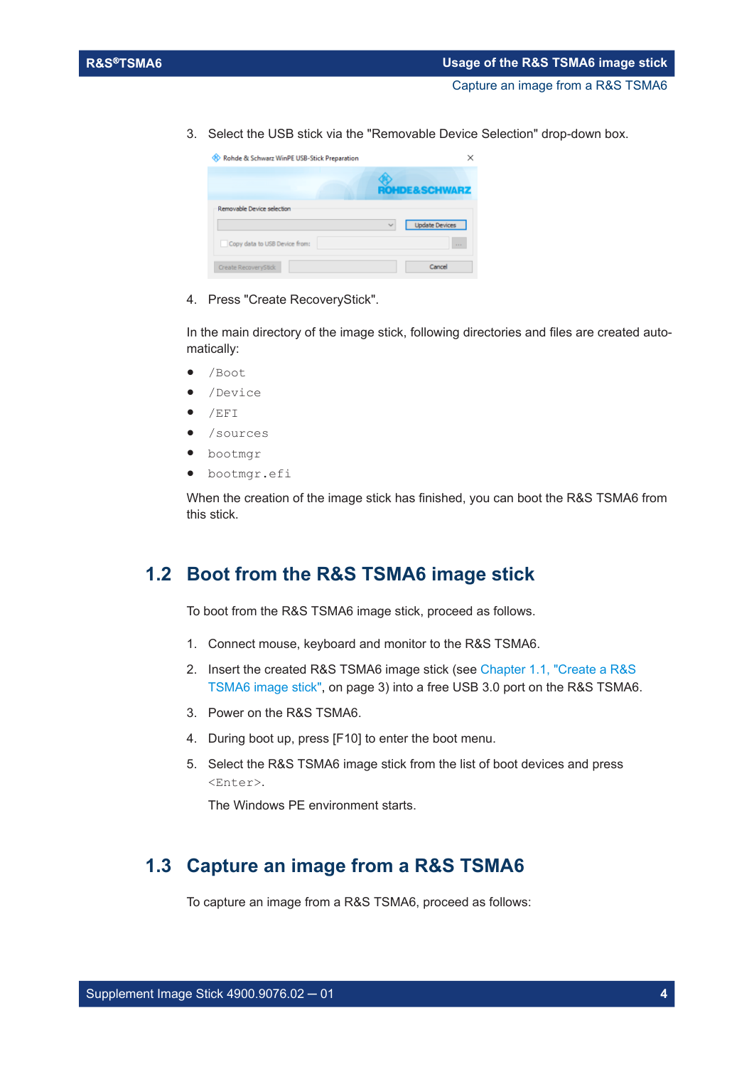3. Select the USB stick via the "Removable Device Selection" drop-down box.

4. Press "Create RecoveryStick".

In the main directory of the image stick, following directories and files are created automatically:

- `/Boot`
- `/Device`
- `/EFI`
- `/sources`
- `bootmgr`
- `bootmgr.efi`

When the creation of the image stick has finished, you can boot the R&S TSMA6 from this stick.

## 1.2 Boot from the R&S TSMA6 image stick

To boot from the R&S TSMA6 image stick, proceed as follows.

1. Connect mouse, keyboard and monitor to the R&S TSMA6.
2. Insert the created R&S TSMA6 image stick (see Chapter 1.1, "Create a R&S TSMA6 image stick", on page 3) into a free USB 3.0 port on the R&S TSMA6.
3. Power on the R&S TSMA6.
4. During boot up, press [F10] to enter the boot menu.
5. Select the R&S TSMA6 image stick from the list of boot devices and press `<Enter>`.

   The Windows PE environment starts.

## 1.3 Capture an image from a R&S TSMA6

To capture an image from a R&S TSMA6, proceed as follows: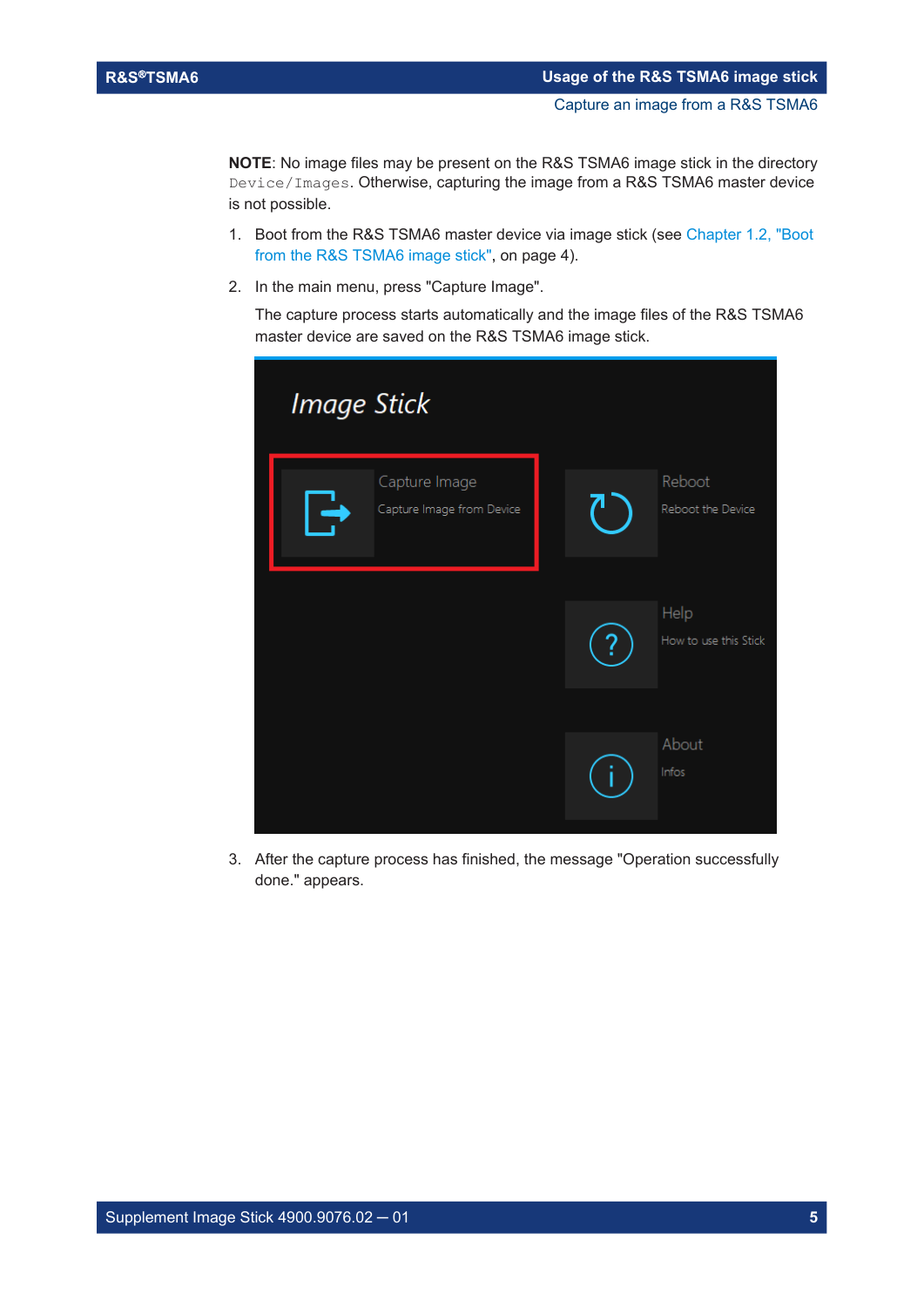**NOTE**: No image files may be present on the R&S TSMA6 image stick in the directory `Device/Images`. Otherwise, capturing the image from a R&S TSMA6 master device is not possible.

1. Boot from the R&S TSMA6 master device via image stick (see Chapter 1.2, "Boot from the R&S TSMA6 image stick", on page 4).
2. In the main menu, press "Capture Image".

   The capture process starts automatically and the image files of the R&S TSMA6 master device are saved on the R&S TSMA6 image stick.

3. After the capture process has finished, the message "Operation successfully done." appears.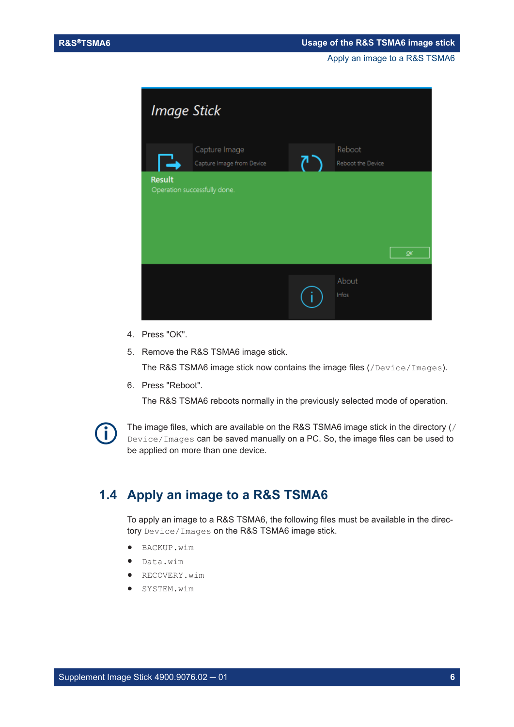4. Press "OK".
5. Remove the R&S TSMA6 image stick.

   The R&S TSMA6 image stick now contains the image files (`/Device/Images`).
6. Press "Reboot".

   The R&S TSMA6 reboots normally in the previously selected mode of operation.

The image files, which are available on the R&S TSMA6 image stick in the directory (`/Device/Images` can be saved manually on a PC. So, the image files can be used to be applied on more than one device.

## 1.4 Apply an image to a R&S TSMA6

To apply an image to a R&S TSMA6, the following files must be available in the directory `Device/Images` on the R&S TSMA6 image stick.

- `BACKUP.wim`
- `Data.wim`
- `RECOVERY.wim`
- `SYSTEM.wim`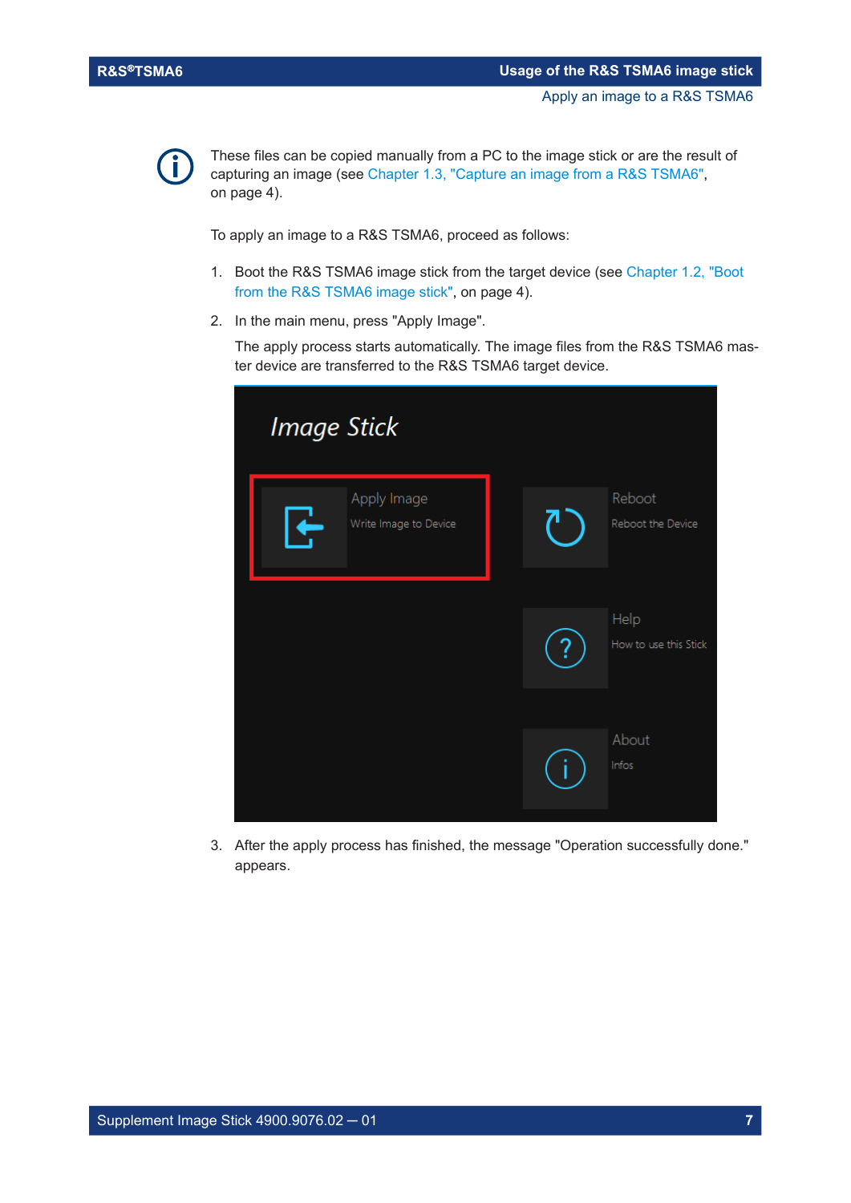These files can be copied manually from a PC to the image stick or are the result of capturing an image (see Chapter 1.3, "Capture an image from a R&S TSMA6", on page 4).

To apply an image to a R&S TSMA6, proceed as follows:

1. Boot the R&S TSMA6 image stick from the target device (see Chapter 1.2, "Boot from the R&S TSMA6 image stick", on page 4).
2. In the main menu, press "Apply Image".

   The apply process starts automatically. The image files from the R&S TSMA6 master device are transferred to the R&S TSMA6 target device.

3. After the apply process has finished, the message "Operation successfully done." appears.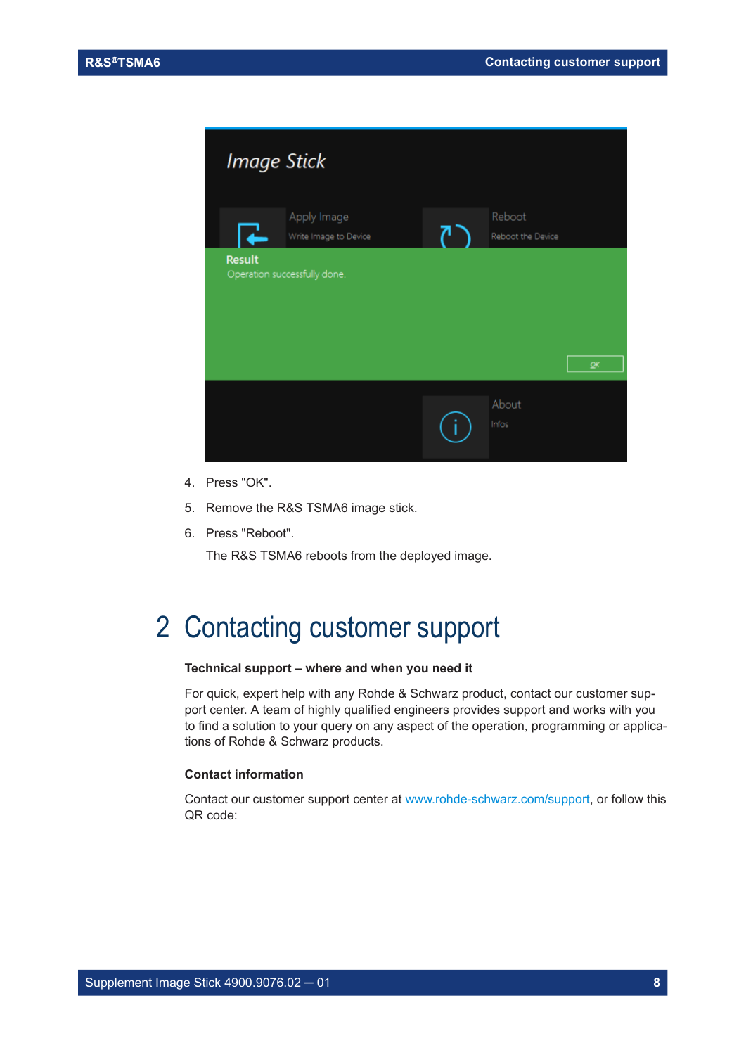4. Press "OK".
5. Remove the R&S TSMA6 image stick.
6. Press "Reboot".

   The R&S TSMA6 reboots from the deployed image.

# 2 Contacting customer support

**Technical support – where and when you need it**

For quick, expert help with any Rohde & Schwarz product, contact our customer support center. A team of highly qualified engineers provides support and works with you to find a solution to your query on any aspect of the operation, programming or applications of Rohde & Schwarz products.

**Contact information**

Contact our customer support center at www.rohde-schwarz.com/support, or follow this QR code: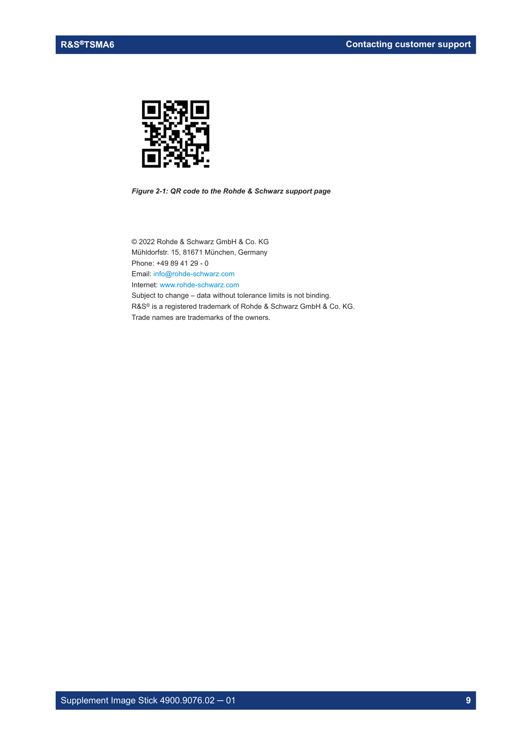*Figure 2-1: QR code to the Rohde & Schwarz support page*

© 2022 Rohde & Schwarz GmbH & Co. KG
Mühldorfstr. 15, 81671 München, Germany
Phone: +49 89 41 29 - 0
Email: info@rohde-schwarz.com
Internet: www.rohde-schwarz.com
Subject to change – data without tolerance limits is not binding.
R&S® is a registered trademark of Rohde & Schwarz GmbH & Co. KG.
Trade names are trademarks of the owners.